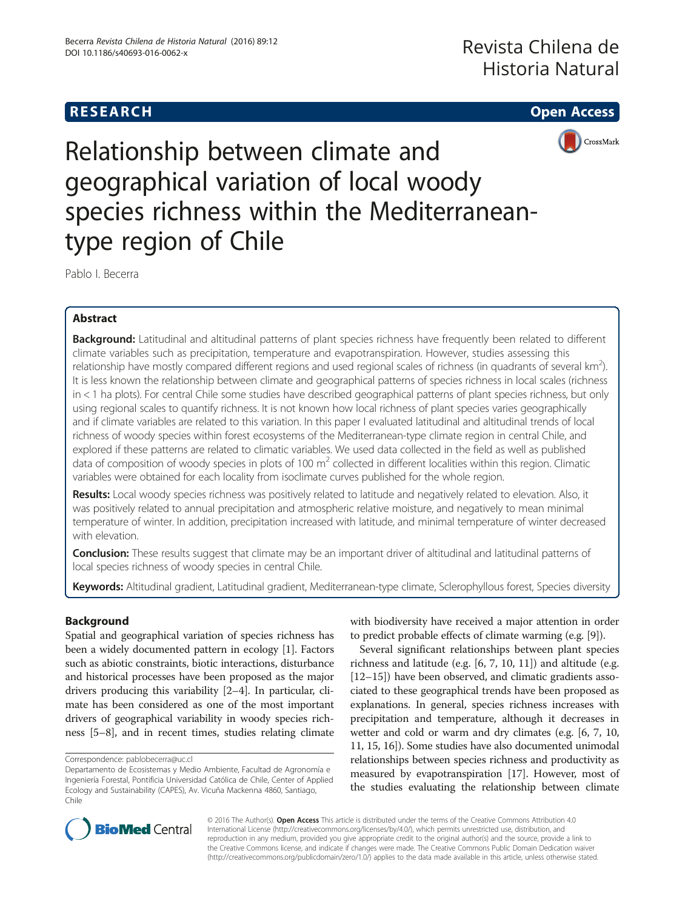**RESEARCH** **Open Access**

# Relationship between climate and geographical variation of local woody species richness within the Mediterranean-type region of Chile

Pablo I. Becerra

## Abstract

**Background:** Latitudinal and altitudinal patterns of plant species richness have frequently been related to different climate variables such as precipitation, temperature and evapotranspiration. However, studies assessing this relationship have mostly compared different regions and used regional scales of richness (in quadrants of several km$^2$). It is less known the relationship between climate and geographical patterns of species richness in local scales (richness in < 1 ha plots). For central Chile some studies have described geographical patterns of plant species richness, but only using regional scales to quantify richness. It is not known how local richness of plant species varies geographically and if climate variables are related to this variation. In this paper I evaluated latitudinal and altitudinal trends of local richness of woody species within forest ecosystems of the Mediterranean-type climate region in central Chile, and explored if these patterns are related to climatic variables. We used data collected in the field as well as published data of composition of woody species in plots of 100 m$^2$ collected in different localities within this region. Climatic variables were obtained for each locality from isoclimate curves published for the whole region.

**Results:** Local woody species richness was positively related to latitude and negatively related to elevation. Also, it was positively related to annual precipitation and atmospheric relative moisture, and negatively to mean minimal temperature of winter. In addition, precipitation increased with latitude, and minimal temperature of winter decreased with elevation.

**Conclusion:** These results suggest that climate may be an important driver of altitudinal and latitudinal patterns of local species richness of woody species in central Chile.

**Keywords:** Altitudinal gradient, Latitudinal gradient, Mediterranean-type climate, Sclerophyllous forest, Species diversity

## Background

Spatial and geographical variation of species richness has been a widely documented pattern in ecology [1]. Factors such as abiotic constraints, biotic interactions, disturbance and historical processes have been proposed as the major drivers producing this variability [2–4]. In particular, climate has been considered as one of the most important drivers of geographical variability in woody species richness [5–8], and in recent times, studies relating climate with biodiversity have received a major attention in order to predict probable effects of climate warming (e.g. [9]).

Several significant relationships between plant species richness and latitude (e.g. [6, 7, 10, 11]) and altitude (e.g. [12–15]) have been observed, and climatic gradients associated to these geographical trends have been proposed as explanations. In general, species richness increases with precipitation and temperature, although it decreases in wetter and cold or warm and dry climates (e.g. [6, 7, 10, 11, 15, 16]). Some studies have also documented unimodal relationships between species richness and productivity as measured by evapotranspiration [17]. However, most of the studies evaluating the relationship between climate

Correspondence: pablobecerra@uc.cl
Departamento de Ecosistemas y Medio Ambiente, Facultad de Agronomía e Ingeniería Forestal, Pontificia Universidad Católica de Chile, Center of Applied Ecology and Sustainability (CAPES), Av. Vicuña Mackenna 4860, Santiago, Chile

© 2016 The Author(s). **Open Access** This article is distributed under the terms of the Creative Commons Attribution 4.0 International License (http://creativecommons.org/licenses/by/4.0/), which permits unrestricted use, distribution, and reproduction in any medium, provided you give appropriate credit to the original author(s) and the source, provide a link to the Creative Commons license, and indicate if changes were made. The Creative Commons Public Domain Dedication waiver (http://creativecommons.org/publicdomain/zero/1.0/) applies to the data made available in this article, unless otherwise stated.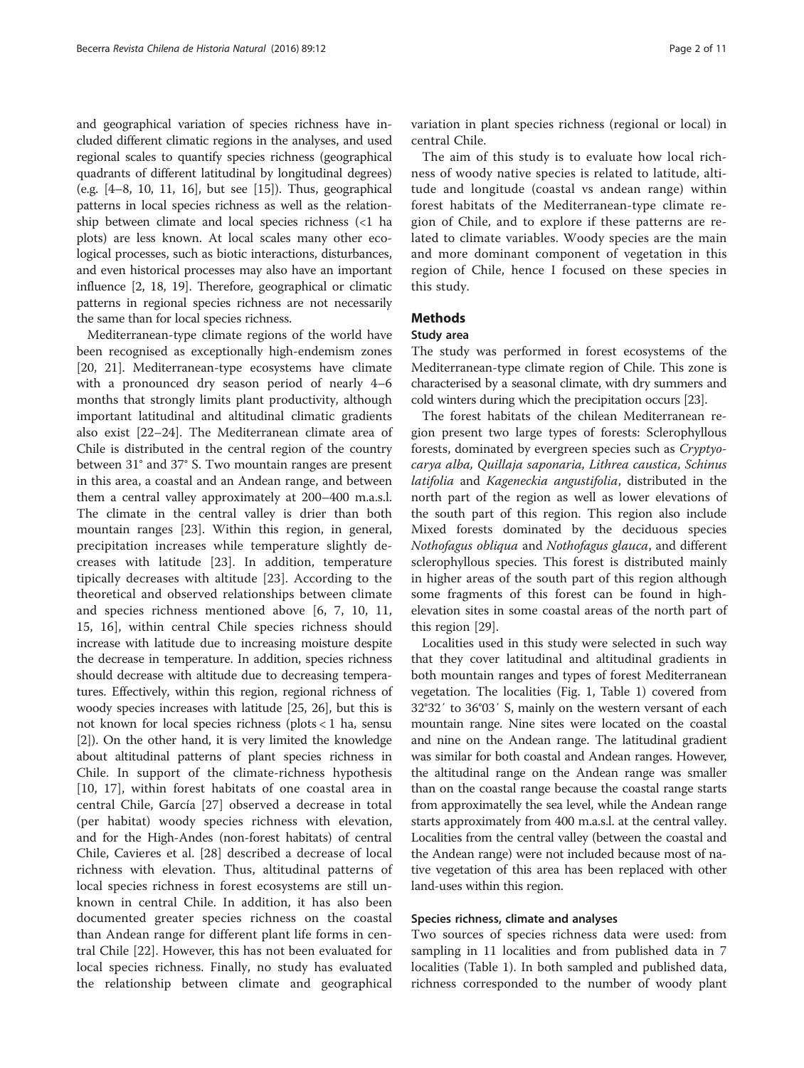and geographical variation of species richness have included different climatic regions in the analyses, and used regional scales to quantify species richness (geographical quadrants of different latitudinal by longitudinal degrees) (e.g. [4–8, 10, 11, 16], but see [15]). Thus, geographical patterns in local species richness as well as the relationship between climate and local species richness (<1 ha plots) are less known. At local scales many other ecological processes, such as biotic interactions, disturbances, and even historical processes may also have an important influence [2, 18, 19]. Therefore, geographical or climatic patterns in regional species richness are not necessarily the same than for local species richness.

Mediterranean-type climate regions of the world have been recognised as exceptionally high-endemism zones [20, 21]. Mediterranean-type ecosystems have climate with a pronounced dry season period of nearly 4–6 months that strongly limits plant productivity, although important latitudinal and altitudinal climatic gradients also exist [22–24]. The Mediterranean climate area of Chile is distributed in the central region of the country between 31° and 37° S. Two mountain ranges are present in this area, a coastal and an Andean range, and between them a central valley approximately at 200–400 m.a.s.l. The climate in the central valley is drier than both mountain ranges [23]. Within this region, in general, precipitation increases while temperature slightly decreases with latitude [23]. In addition, temperature tipically decreases with altitude [23]. According to the theoretical and observed relationships between climate and species richness mentioned above [6, 7, 10, 11, 15, 16], within central Chile species richness should increase with latitude due to increasing moisture despite the decrease in temperature. In addition, species richness should decrease with altitude due to decreasing temperatures. Effectively, within this region, regional richness of woody species increases with latitude [25, 26], but this is not known for local species richness (plots < 1 ha, sensu [2]). On the other hand, it is very limited the knowledge about altitudinal patterns of plant species richness in Chile. In support of the climate-richness hypothesis [10, 17], within forest habitats of one coastal area in central Chile, García [27] observed a decrease in total (per habitat) woody species richness with elevation, and for the High-Andes (non-forest habitats) of central Chile, Cavieres et al. [28] described a decrease of local richness with elevation. Thus, altitudinal patterns of local species richness in forest ecosystems are still unknown in central Chile. In addition, it has also been documented greater species richness on the coastal than Andean range for different plant life forms in central Chile [22]. However, this has not been evaluated for local species richness. Finally, no study has evaluated the relationship between climate and geographical variation in plant species richness (regional or local) in central Chile.

The aim of this study is to evaluate how local richness of woody native species is related to latitude, altitude and longitude (coastal vs andean range) within forest habitats of the Mediterranean-type climate region of Chile, and to explore if these patterns are related to climate variables. Woody species are the main and more dominant component of vegetation in this region of Chile, hence I focused on these species in this study.

## Methods

### Study area

The study was performed in forest ecosystems of the Mediterranean-type climate region of Chile. This zone is characterised by a seasonal climate, with dry summers and cold winters during which the precipitation occurs [23].

The forest habitats of the chilean Mediterranean region present two large types of forests: Sclerophyllous forests, dominated by evergreen species such as *Cryptyocarya alba, Quillaja saponaria, Lithrea caustica, Schinus latifolia* and *Kageneckia angustifolia*, distributed in the north part of the region as well as lower elevations of the south part of this region. This region also include Mixed forests dominated by the deciduous species *Nothofagus obliqua* and *Nothofagus glauca*, and different sclerophyllous species. This forest is distributed mainly in higher areas of the south part of this region although some fragments of this forest can be found in high-elevation sites in some coastal areas of the north part of this region [29].

Localities used in this study were selected in such way that they cover latitudinal and altitudinal gradients in both mountain ranges and types of forest Mediterranean vegetation. The localities (Fig. 1, Table 1) covered from 32°32′ to 36°03′ S, mainly on the western versant of each mountain range. Nine sites were located on the coastal and nine on the Andean range. The latitudinal gradient was similar for both coastal and Andean ranges. However, the altitudinal range on the Andean range was smaller than on the coastal range because the coastal range starts from approximatelly the sea level, while the Andean range starts approximately from 400 m.a.s.l. at the central valley. Localities from the central valley (between the coastal and the Andean range) were not included because most of native vegetation of this area has been replaced with other land-uses within this region.

### Species richness, climate and analyses

Two sources of species richness data were used: from sampling in 11 localities and from published data in 7 localities (Table 1). In both sampled and published data, richness corresponded to the number of woody plant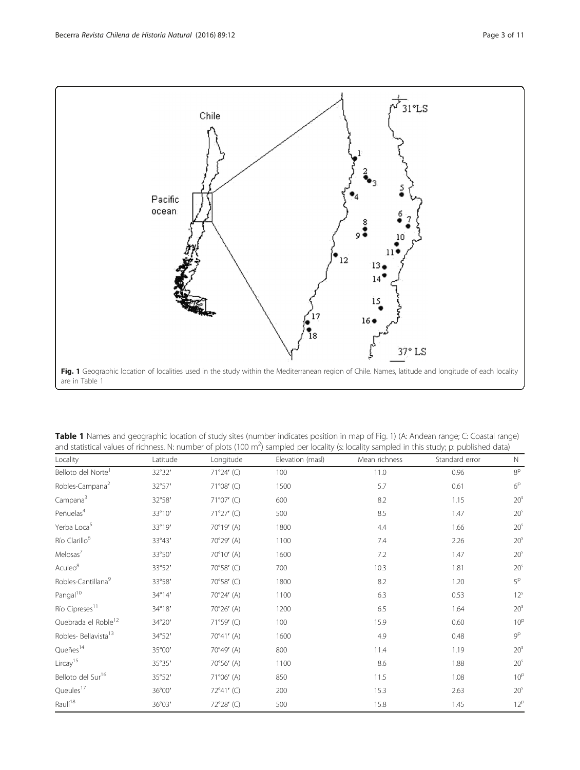Fig. 1 Geographic location of localities used in the study within the Mediterranean region of Chile. Names, latitude and longitude of each locality are in Table 1

**Table 1** Names and geographic location of study sites (number indicates position in map of Fig. 1) (A: Andean range; C: Coastal range) and statistical values of richness. N: number of plots (100 m$^2$) sampled per locality (s: locality sampled in this study; p: published data)

| Locality | Latitude | Longitude | Elevation (masl) | Mean richness | Standard error | N |
|---|---|---|---|---|---|---|
| Belloto del Norte[1] | 32°32′ | 71°24′ (C) | 100 | 11.0 | 0.96 | 8[p] |
| Robles-Campana[2] | 32°57′ | 71°08′ (C) | 1500 | 5.7 | 0.61 | 6[p] |
| Campana[3] | 32°58′ | 71°07′ (C) | 600 | 8.2 | 1.15 | 20[s] |
| Peñuelas[4] | 33°10′ | 71°27′ (C) | 500 | 8.5 | 1.47 | 20[s] |
| Yerba Loca[5] | 33°19′ | 70°19′ (A) | 1800 | 4.4 | 1.66 | 20[s] |
| Río Clarillo[6] | 33°43′ | 70°29′ (A) | 1100 | 7.4 | 2.26 | 20[s] |
| Melosas[7] | 33°50′ | 70°10′ (A) | 1600 | 7.2 | 1.47 | 20[s] |
| Aculeo[8] | 33°52′ | 70°58′ (C) | 700 | 10.3 | 1.81 | 20[s] |
| Robles-Cantillana[9] | 33°58′ | 70°58′ (C) | 1800 | 8.2 | 1.20 | 5[p] |
| Pangal[10] | 34°14′ | 70°24′ (A) | 1100 | 6.3 | 0.53 | 12[s] |
| Río Cipreses[11] | 34°18′ | 70°26′ (A) | 1200 | 6.5 | 1.64 | 20[s] |
| Quebrada el Roble[12] | 34°20′ | 71°59′ (C) | 100 | 15.9 | 0.60 | 10[p] |
| Robles- Bellavista[13] | 34°52′ | 70°41′ (A) | 1600 | 4.9 | 0.48 | 9[p] |
| Queñes[14] | 35°00′ | 70°49′ (A) | 800 | 11.4 | 1.19 | 20[s] |
| Lircay[15] | 35°35′ | 70°56′ (A) | 1100 | 8.6 | 1.88 | 20[s] |
| Belloto del Sur[16] | 35°52′ | 71°06′ (A) | 850 | 11.5 | 1.08 | 10[p] |
| Queules[17] | 36°00′ | 72°41′ (C) | 200 | 15.3 | 2.63 | 20[s] |
| Raulí[18] | 36°03′ | 72°28′ (C) | 500 | 15.8 | 1.45 | 12[p] |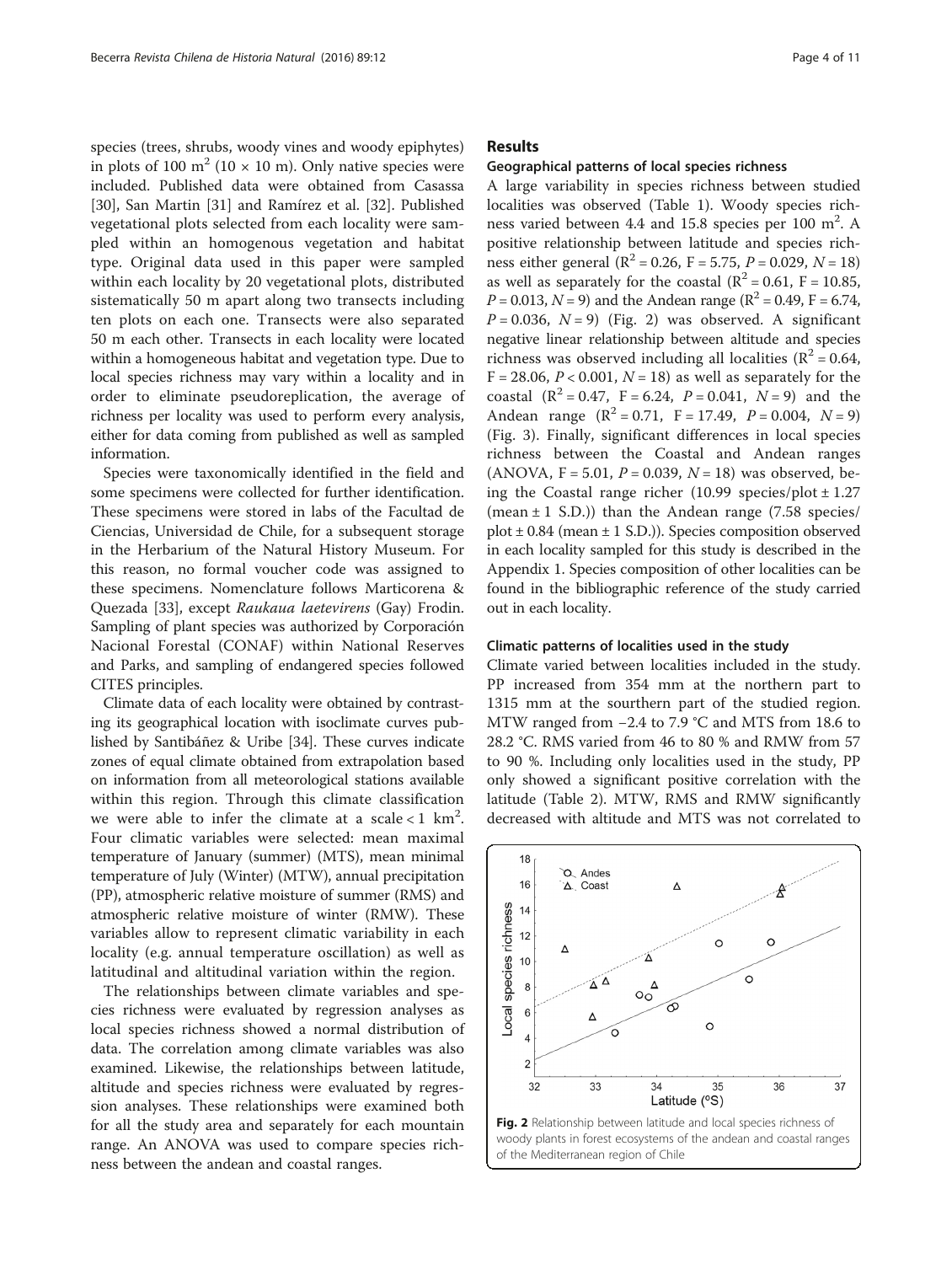species (trees, shrubs, woody vines and woody epiphytes) in plots of 100 $m^2$ (10 × 10 m). Only native species were included. Published data were obtained from Casassa [30], San Martin [31] and Ramírez et al. [32]. Published vegetational plots selected from each locality were sampled within an homogenous vegetation and habitat type. Original data used in this paper were sampled within each locality by 20 vegetational plots, distributed sistematically 50 m apart along two transects including ten plots on each one. Transects were also separated 50 m each other. Transects in each locality were located within a homogeneous habitat and vegetation type. Due to local species richness may vary within a locality and in order to eliminate pseudoreplication, the average of richness per locality was used to perform every analysis, either for data coming from published as well as sampled information.

Species were taxonomically identified in the field and some specimens were collected for further identification. These specimens were stored in labs of the Facultad de Ciencias, Universidad de Chile, for a subsequent storage in the Herbarium of the Natural History Museum. For this reason, no formal voucher code was assigned to these specimens. Nomenclature follows Marticorena & Quezada [33], except *Raukaua laetevirens* (Gay) Frodin. Sampling of plant species was authorized by Corporación Nacional Forestal (CONAF) within National Reserves and Parks, and sampling of endangered species followed CITES principles.

Climate data of each locality were obtained by contrasting its geographical location with isoclimate curves published by Santibáñez & Uribe [34]. These curves indicate zones of equal climate obtained from extrapolation based on information from all meteorological stations available within this region. Through this climate classification we were able to infer the climate at a scale < 1 $km^2$. Four climatic variables were selected: mean maximal temperature of January (summer) (MTS), mean minimal temperature of July (Winter) (MTW), annual precipitation (PP), atmospheric relative moisture of summer (RMS) and atmospheric relative moisture of winter (RMW). These variables allow to represent climatic variability in each locality (e.g. annual temperature oscillation) as well as latitudinal and altitudinal variation within the region.

The relationships between climate variables and species richness were evaluated by regression analyses as local species richness showed a normal distribution of data. The correlation among climate variables was also examined. Likewise, the relationships between latitude, altitude and species richness were evaluated by regression analyses. These relationships were examined both for all the study area and separately for each mountain range. An ANOVA was used to compare species richness between the andean and coastal ranges.

## Results

### Geographical patterns of local species richness

A large variability in species richness between studied localities was observed (Table 1). Woody species richness varied between 4.4 and 15.8 species per 100 $m^2$. A positive relationship between latitude and species richness either general ($R^2 = 0.26$, $F = 5.75$, $P = 0.029$, $N = 18$) as well as separately for the coastal ($R^2 = 0.61$, $F = 10.85$, $P = 0.013$, $N = 9$) and the Andean range ($R^2 = 0.49$, $F = 6.74$, $P = 0.036$, $N = 9$) (Fig. 2) was observed. A significant negative linear relationship between altitude and species richness was observed including all localities ($R^2 = 0.64$, $F = 28.06$, $P < 0.001$, $N = 18$) as well as separately for the coastal ($R^2 = 0.47$, $F = 6.24$, $P = 0.041$, $N = 9$) and the Andean range ($R^2 = 0.71$, $F = 17.49$, $P = 0.004$, $N = 9$) (Fig. 3). Finally, significant differences in local species richness between the Coastal and Andean ranges (ANOVA, $F = 5.01$, $P = 0.039$, $N = 18$) was observed, being the Coastal range richer (10.99 species/plot ± 1.27 (mean ± 1 S.D.)) than the Andean range (7.58 species/plot ± 0.84 (mean ± 1 S.D.)). Species composition observed in each locality sampled for this study is described in the Appendix 1. Species composition of other localities can be found in the bibliographic reference of the study carried out in each locality.

### Climatic patterns of localities used in the study

Climate varied between localities included in the study. PP increased from 354 mm at the northern part to 1315 mm at the sourthern part of the studied region. MTW ranged from −2.4 to 7.9 °C and MTS from 18.6 to 28.2 °C. RMS varied from 46 to 80 % and RMW from 57 to 90 %. Including only localities used in the study, PP only showed a significant positive correlation with the latitude (Table 2). MTW, RMS and RMW significantly decreased with altitude and MTS was not correlated to

Andes
Coast
Local species richness
Latitude (°S)
2 4 6 8 10 12 14 16 18
32 33 34 35 36 37

**Fig. 2** Relationship between latitude and local species richness of woody plants in forest ecosystems of the andean and coastal ranges of the Mediterranean region of Chile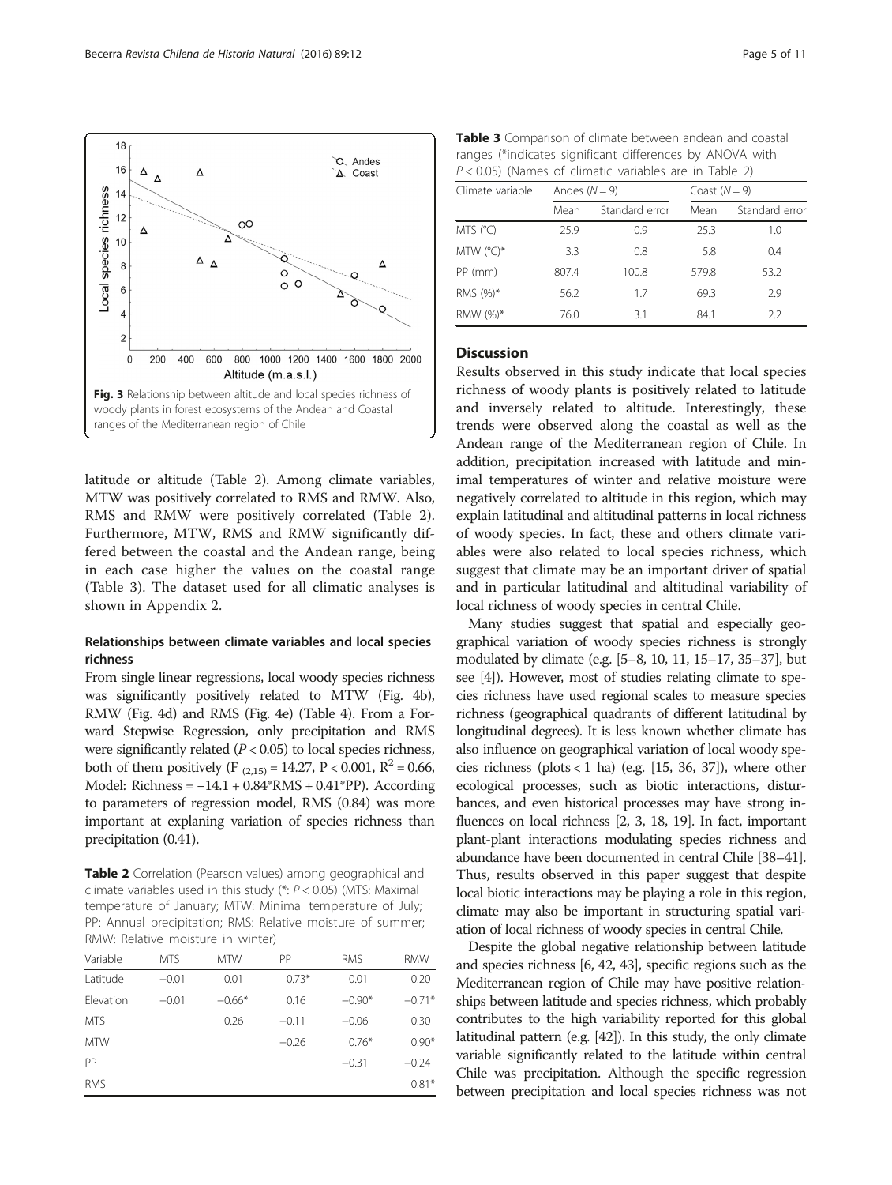Fig. 3 Relationship between altitude and local species richness of woody plants in forest ecosystems of the Andean and Coastal ranges of the Mediterranean region of Chile

latitude or altitude (Table 2). Among climate variables, MTW was positively correlated to RMS and RMW. Also, RMS and RMW were positively correlated (Table 2). Furthermore, MTW, RMS and RMW significantly differed between the coastal and the Andean range, being in each case higher the values on the coastal range (Table 3). The dataset used for all climatic analyses is shown in Appendix 2.

### Relationships between climate variables and local species richness

From single linear regressions, local woody species richness was significantly positively related to MTW (Fig. 4b), RMW (Fig. 4d) and RMS (Fig. 4e) (Table 4). From a Forward Stepwise Regression, only precipitation and RMS were significantly related ($P < 0.05$) to local species richness, both of them positively ($F_{(2,15)} = 14.27$, $P < 0.001$, $R^2 = 0.66$, Model: Richness = −14.1 + 0.84*RMS + 0.41*PP). According to parameters of regression model, RMS (0.84) was more important at explaining variation of species richness than precipitation (0.41).

**Table 2** Correlation (Pearson values) among geographical and climate variables used in this study (*: $P < 0.05$) (MTS: Maximal temperature of January; MTW: Minimal temperature of July; PP: Annual precipitation; RMS: Relative moisture of summer; RMW: Relative moisture in winter)

| Variable | MTS | MTW | PP | RMS | RMW |
|---|---|---|---|---|---|
| Latitude | −0.01 | 0.01 | 0.73* | 0.01 | 0.20 |
| Elevation | −0.01 | −0.66* | 0.16 | −0.90* | −0.71* |
| MTS | | 0.26 | −0.11 | −0.06 | 0.30 |
| MTW | | | −0.26 | 0.76* | 0.90* |
| PP | | | | −0.31 | −0.24 |
| RMS | | | | | 0.81* |

**Table 3** Comparison of climate between andean and coastal ranges (*indicates significant differences by ANOVA with $P < 0.05$) (Names of climatic variables are in Table 2)

| Climate variable | Andes ($N = 9$) | | Coast ($N = 9$) | |
|---|---|---|---|---|
| | Mean | Standard error | Mean | Standard error |
| MTS (°C) | 25.9 | 0.9 | 25.3 | 1.0 |
| MTW (°C)* | 3.3 | 0.8 | 5.8 | 0.4 |
| PP (mm) | 807.4 | 100.8 | 579.8 | 53.2 |
| RMS (%)* | 56.2 | 1.7 | 69.3 | 2.9 |
| RMW (%)* | 76.0 | 3.1 | 84.1 | 2.2 |

## Discussion

Results observed in this study indicate that local species richness of woody plants is positively related to latitude and inversely related to altitude. Interestingly, these trends were observed along the coastal as well as the Andean range of the Mediterranean region of Chile. In addition, precipitation increased with latitude and minimal temperatures of winter and relative moisture were negatively correlated to altitude in this region, which may explain latitudinal and altitudinal patterns in local richness of woody species. In fact, these and others climate variables were also related to local species richness, which suggest that climate may be an important driver of spatial and in particular latitudinal and altitudinal variability of local richness of woody species in central Chile.

Many studies suggest that spatial and especially geographical variation of woody species richness is strongly modulated by climate (e.g. [5–8, 10, 11, 15–17, 35–37], but see [4]). However, most of studies relating climate to species richness have used regional scales to measure species richness (geographical quadrants of different latitudinal by longitudinal degrees). It is less known whether climate has also influence on geographical variation of local woody species richness (plots < 1 ha) (e.g. [15, 36, 37]), where other ecological processes, such as biotic interactions, disturbances, and even historical processes may have strong influences on local richness [2, 3, 18, 19]. In fact, important plant-plant interactions modulating species richness and abundance have been documented in central Chile [38–41]. Thus, results observed in this paper suggest that despite local biotic interactions may be playing a role in this region, climate may also be important in structuring spatial variation of local richness of woody species in central Chile.

Despite the global negative relationship between latitude and species richness [6, 42, 43], specific regions such as the Mediterranean region of Chile may have positive relationships between latitude and species richness, which probably contributes to the high variability reported for this global latitudinal pattern (e.g. [42]). In this study, the only climate variable significantly related to the latitude within central Chile was precipitation. Although the specific regression between precipitation and local species richness was not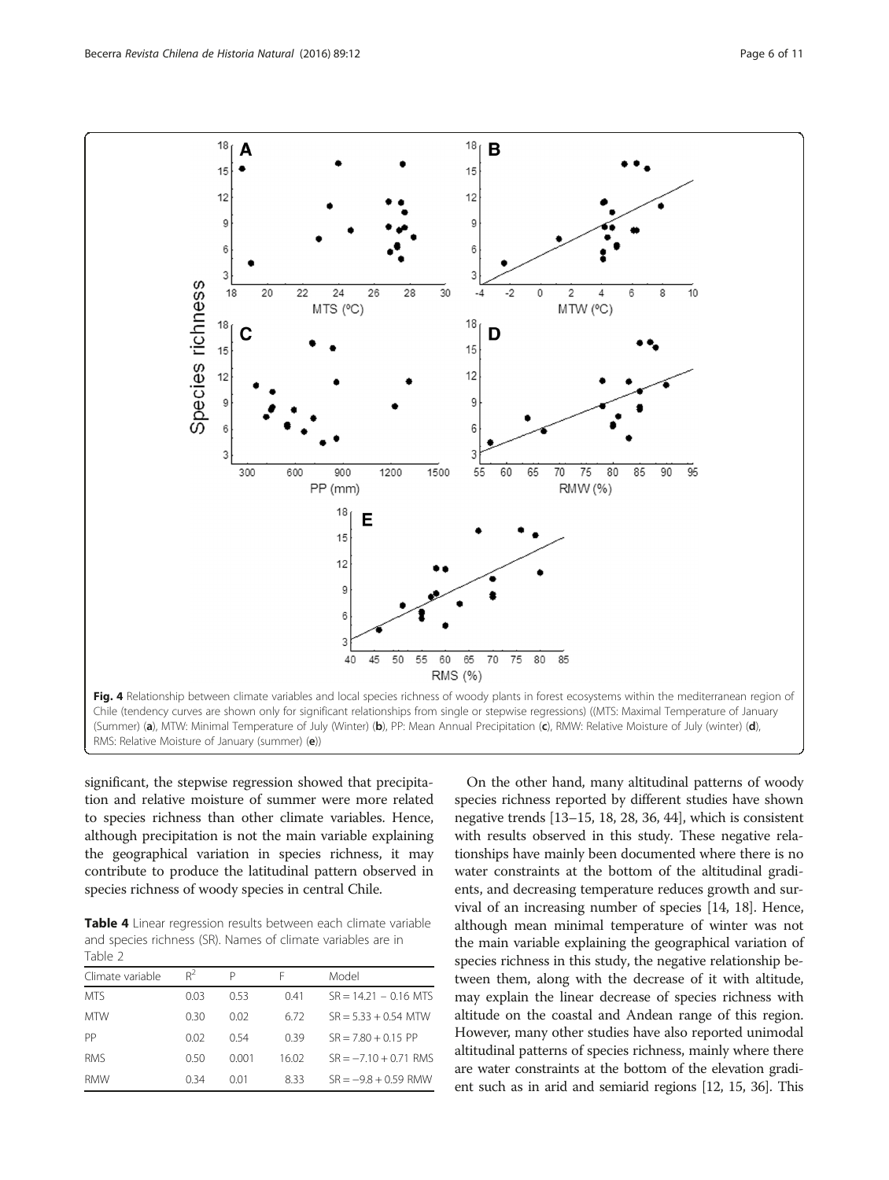Fig. 4 Relationship between climate variables and local species richness of woody plants in forest ecosystems within the mediterranean region of Chile (tendency curves are shown only for significant relationships from single or stepwise regressions) ((MTS: Maximal Temperature of January (Summer) (a), MTW: Minimal Temperature of July (Winter) (b), PP: Mean Annual Precipitation (c), RMW: Relative Moisture of July (winter) (d), RMS: Relative Moisture of January (summer) (e))

significant, the stepwise regression showed that precipitation and relative moisture of summer were more related to species richness than other climate variables. Hence, although precipitation is not the main variable explaining the geographical variation in species richness, it may contribute to produce the latitudinal pattern observed in species richness of woody species in central Chile.

**Table 4** Linear regression results between each climate variable and species richness (SR). Names of climate variables are in Table 2

| Climate variable | $R^2$ | P | F | Model |
| --- | --- | --- | --- | --- |
| MTS | 0.03 | 0.53 | 0.41 | SR = 14.21 − 0.16 MTS |
| MTW | 0.30 | 0.02 | 6.72 | SR = 5.33 + 0.54 MTW |
| PP | 0.02 | 0.54 | 0.39 | SR = 7.80 + 0.15 PP |
| RMS | 0.50 | 0.001 | 16.02 | SR = −7.10 + 0.71 RMS |
| RMW | 0.34 | 0.01 | 8.33 | SR = −9.8 + 0.59 RMW |

On the other hand, many altitudinal patterns of woody species richness reported by different studies have shown negative trends [13–15, 18, 28, 36, 44], which is consistent with results observed in this study. These negative relationships have mainly been documented where there is no water constraints at the bottom of the altitudinal gradients, and decreasing temperature reduces growth and survival of an increasing number of species [14, 18]. Hence, although mean minimal temperature of winter was not the main variable explaining the geographical variation of species richness in this study, the negative relationship between them, along with the decrease of it with altitude, may explain the linear decrease of species richness with altitude on the coastal and Andean range of this region. However, many other studies have also reported unimodal altitudinal patterns of species richness, mainly where there are water constraints at the bottom of the elevation gradient such as in arid and semiarid regions [12, 15, 36]. This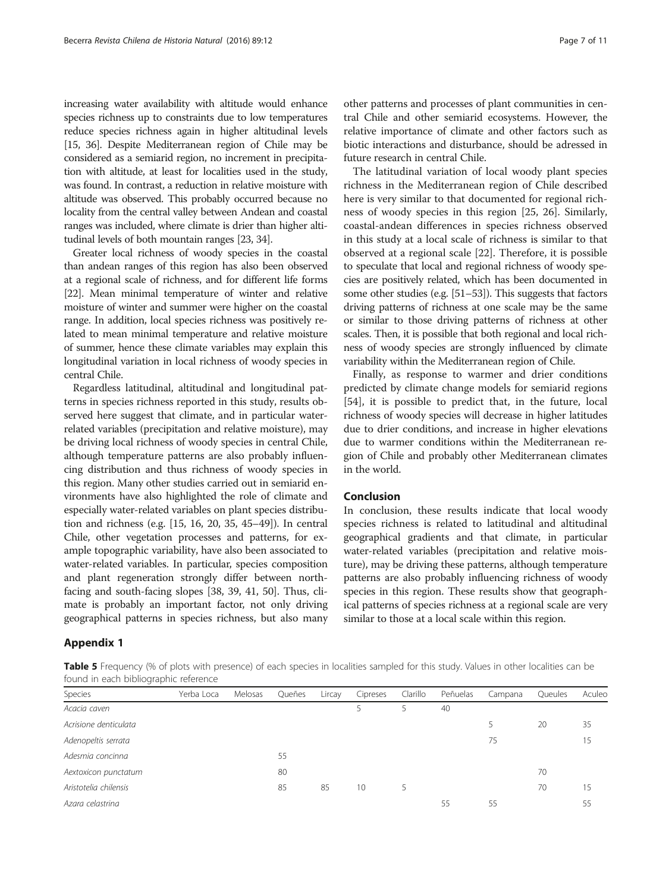increasing water availability with altitude would enhance species richness up to constraints due to low temperatures reduce species richness again in higher altitudinal levels [15, 36]. Despite Mediterranean region of Chile may be considered as a semiarid region, no increment in precipitation with altitude, at least for localities used in the study, was found. In contrast, a reduction in relative moisture with altitude was observed. This probably occurred because no locality from the central valley between Andean and coastal ranges was included, where climate is drier than higher altitudinal levels of both mountain ranges [23, 34].

Greater local richness of woody species in the coastal than andean ranges of this region has also been observed at a regional scale of richness, and for different life forms [22]. Mean minimal temperature of winter and relative moisture of winter and summer were higher on the coastal range. In addition, local species richness was positively related to mean minimal temperature and relative moisture of summer, hence these climate variables may explain this longitudinal variation in local richness of woody species in central Chile.

Regardless latitudinal, altitudinal and longitudinal patterns in species richness reported in this study, results observed here suggest that climate, and in particular water-related variables (precipitation and relative moisture), may be driving local richness of woody species in central Chile, although temperature patterns are also probably influencing distribution and thus richness of woody species in this region. Many other studies carried out in semiarid environments have also highlighted the role of climate and especially water-related variables on plant species distribution and richness (e.g. [15, 16, 20, 35, 45–49]). In central Chile, other vegetation processes and patterns, for example topographic variability, have also been associated to water-related variables. In particular, species composition and plant regeneration strongly differ between north-facing and south-facing slopes [38, 39, 41, 50]. Thus, climate is probably an important factor, not only driving geographical patterns in species richness, but also many other patterns and processes of plant communities in central Chile and other semiarid ecosystems. However, the relative importance of climate and other factors such as biotic interactions and disturbance, should be adressed in future research in central Chile.

The latitudinal variation of local woody plant species richness in the Mediterranean region of Chile described here is very similar to that documented for regional richness of woody species in this region [25, 26]. Similarly, coastal-andean differences in species richness observed in this study at a local scale of richness is similar to that observed at a regional scale [22]. Therefore, it is possible to speculate that local and regional richness of woody species are positively related, which has been documented in some other studies (e.g. [51–53]). This suggests that factors driving patterns of richness at one scale may be the same or similar to those driving patterns of richness at other scales. Then, it is possible that both regional and local richness of woody species are strongly influenced by climate variability within the Mediterranean region of Chile.

Finally, as response to warmer and drier conditions predicted by climate change models for semiarid regions [54], it is possible to predict that, in the future, local richness of woody species will decrease in higher latitudes due to drier conditions, and increase in higher elevations due to warmer conditions within the Mediterranean region of Chile and probably other Mediterranean climates in the world.

## Conclusion

In conclusion, these results indicate that local woody species richness is related to latitudinal and altitudinal geographical gradients and that climate, in particular water-related variables (precipitation and relative moisture), may be driving these patterns, although temperature patterns are also probably influencing richness of woody species in this region. These results show that geographical patterns of species richness at a regional scale are very similar to those at a local scale within this region.

## Appendix 1

**Table 5** Frequency (% of plots with presence) of each species in localities sampled for this study. Values in other localities can be found in each bibliographic reference

| Species | Yerba Loca | Melosas | Queñes | Lircay | Cipreses | Clarillo | Peñuelas | Campana | Queules | Aculeo |
|---|---|---|---|---|---|---|---|---|---|---|
| *Acacia caven* | | | | | 5 | 5 | 40 | | | |
| *Acrisione denticulata* | | | | | | | | 5 | 20 | 35 |
| *Adenopeltis serrata* | | | | | | | | 75 | | 15 |
| *Adesmia concinna* | | | 55 | | | | | | | |
| *Aextoxicon punctatum* | | | 80 | | | | | | 70 | |
| *Aristotelia chilensis* | | | 85 | 85 | 10 | 5 | | | 70 | 15 |
| *Azara celastrina* | | | | | | | 55 | 55 | | 55 |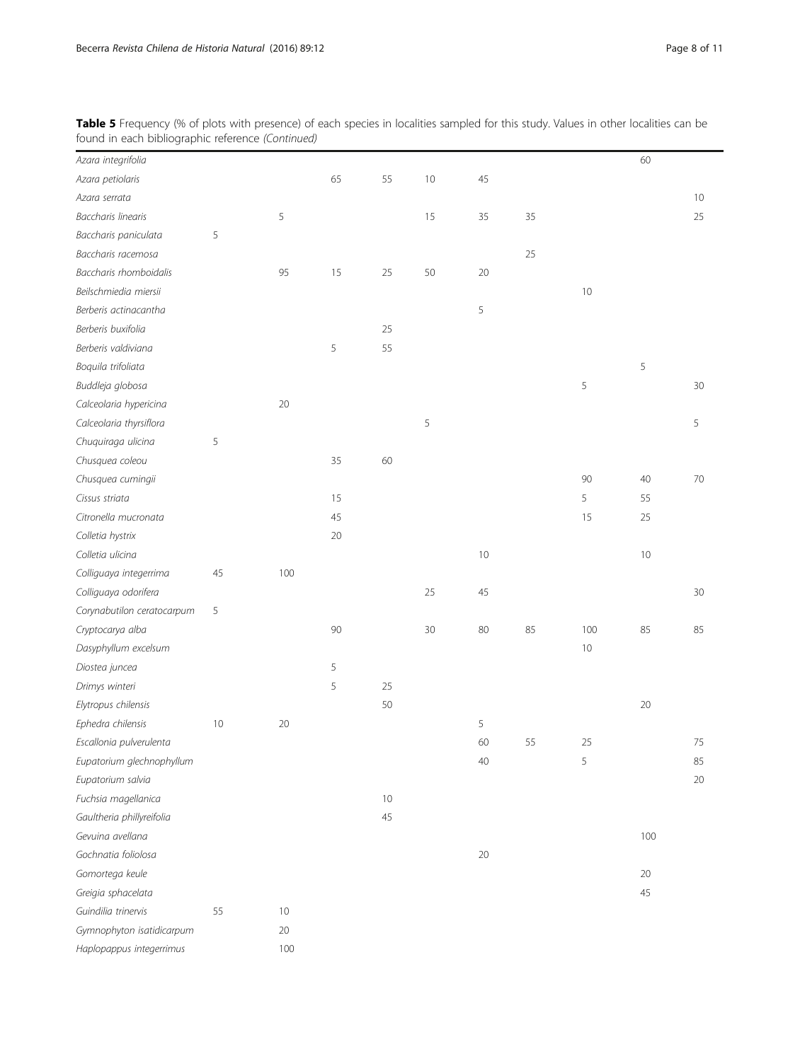**Table 5** Frequency (% of plots with presence) of each species in localities sampled for this study. Values in other localities can be found in each bibliographic reference *(Continued)*

| | | | | | | | | | | |
|---|---|---|---|---|---|---|---|---|---|---|
| *Azara integrifolia* | | | | | | | | | 60 | |
| *Azara petiolaris* | | | 65 | 55 | 10 | 45 | | | | |
| *Azara serrata* | | | | | | | | | | 10 |
| *Baccharis linearis* | | 5 | | | 15 | 35 | 35 | | | 25 |
| *Baccharis paniculata* | 5 | | | | | | | | | |
| *Baccharis racemosa* | | | | | | | 25 | | | |
| *Baccharis rhomboidalis* | | 95 | 15 | 25 | 50 | 20 | | | | |
| *Beilschmiedia miersii* | | | | | | | | 10 | | |
| *Berberis actinacantha* | | | | | | 5 | | | | |
| *Berberis buxifolia* | | | | 25 | | | | | | |
| *Berberis valdiviana* | | | 5 | 55 | | | | | | |
| *Boquila trifoliata* | | | | | | | | | 5 | |
| *Buddleja globosa* | | | | | | | | 5 | | 30 |
| *Calceolaria hypericina* | | 20 | | | | | | | | |
| *Calceolaria thyrsiflora* | | | | | 5 | | | | | 5 |
| *Chuquiraga ulicina* | 5 | | | | | | | | | |
| *Chusquea coleou* | | | 35 | 60 | | | | | | |
| *Chusquea cumingii* | | | | | | | | 90 | 40 | 70 |
| *Cissus striata* | | | 15 | | | | | 5 | 55 | |
| *Citronella mucronata* | | | 45 | | | | | 15 | 25 | |
| *Colletia hystrix* | | | 20 | | | | | | | |
| *Colletia ulicina* | | | | | | 10 | | | 10 | |
| *Colliguaya integerrima* | 45 | 100 | | | | | | | | |
| *Colliguaya odorifera* | | | | | 25 | 45 | | | | 30 |
| *Corynabutilon ceratocarpum* | 5 | | | | | | | | | |
| *Cryptocarya alba* | | | 90 | | 30 | 80 | 85 | 100 | 85 | 85 |
| *Dasyphyllum excelsum* | | | | | | | | 10 | | |
| *Diostea juncea* | | | 5 | | | | | | | |
| *Drimys winteri* | | | 5 | 25 | | | | | | |
| *Elytropus chilensis* | | | | 50 | | | | | 20 | |
| *Ephedra chilensis* | 10 | 20 | | | | 5 | | | | |
| *Escallonia pulverulenta* | | | | | | 60 | 55 | 25 | | 75 |
| *Eupatorium glechnophyllum* | | | | | | 40 | | 5 | | 85 |
| *Eupatorium salvia* | | | | | | | | | | 20 |
| *Fuchsia magellanica* | | | | 10 | | | | | | |
| *Gaultheria phillyreifolia* | | | | 45 | | | | | | |
| *Gevuina avellana* | | | | | | | | | 100 | |
| *Gochnatia foliolosa* | | | | | | 20 | | | | |
| *Gomortega keule* | | | | | | | | | 20 | |
| *Greigia sphacelata* | | | | | | | | | 45 | |
| *Guindilia trinervis* | 55 | 10 | | | | | | | | |
| *Gymnophyton isatidicarpum* | | 20 | | | | | | | | |
| *Haplopappus integerrimus* | | 100 | | | | | | | | |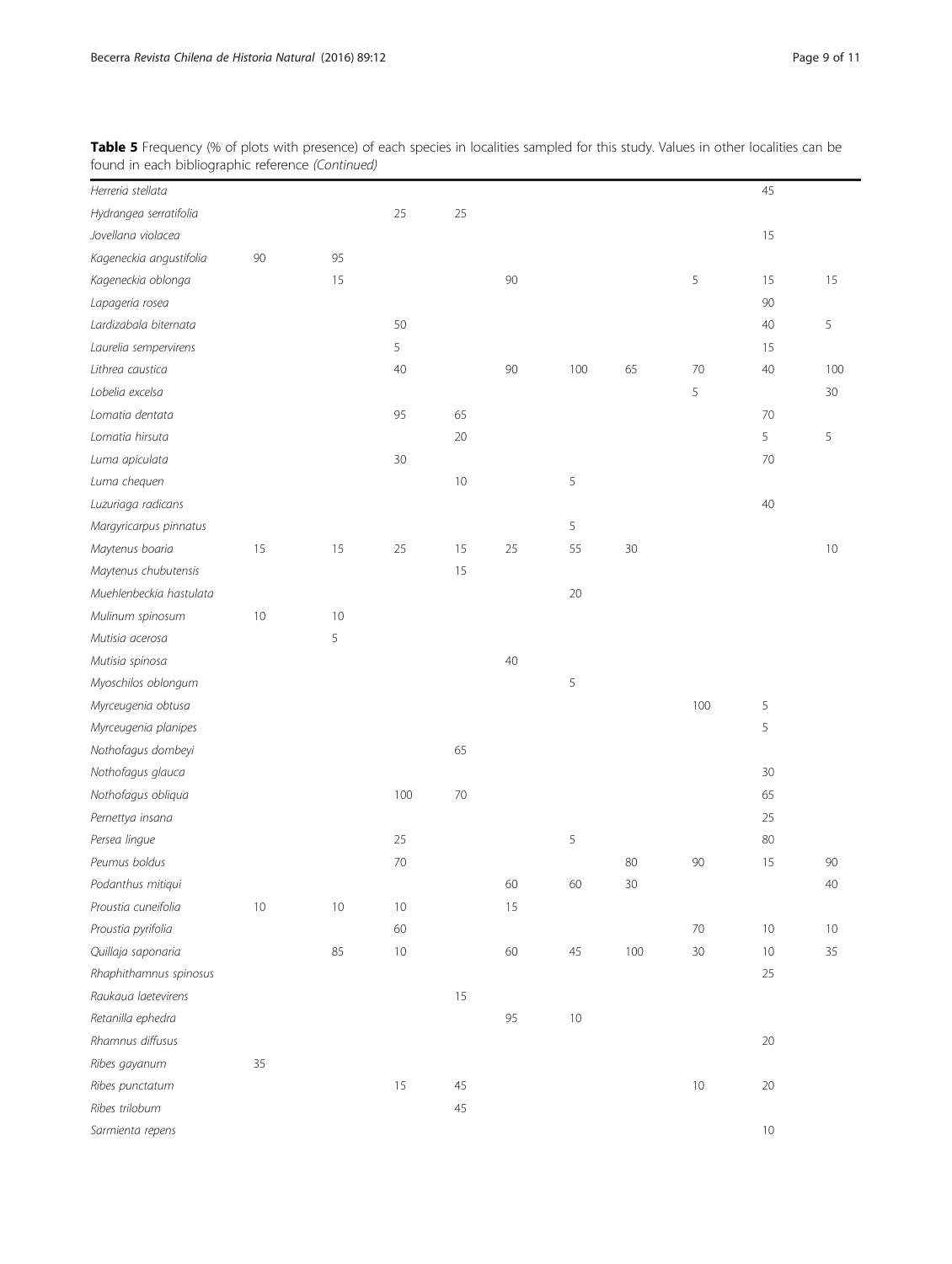**Table 5** Frequency (% of plots with presence) of each species in localities sampled for this study. Values in other localities can be found in each bibliographic reference *(Continued)*

| | | | | | | | | | | |
|---|---|---|---|---|---|---|---|---|---|---|
| *Herreria stellata* | | | | | | | | | 45 | |
| *Hydrangea serratifolia* | | | 25 | 25 | | | | | | |
| *Jovellana violacea* | | | | | | | | | 15 | |
| *Kageneckia angustifolia* | 90 | 95 | | | | | | | | |
| *Kageneckia oblonga* | | 15 | | | 90 | | | 5 | 15 | 15 |
| *Lapageria rosea* | | | | | | | | | 90 | |
| *Lardizabala biternata* | | | 50 | | | | | | 40 | 5 |
| *Laurelia sempervirens* | | | 5 | | | | | | 15 | |
| *Lithrea caustica* | | | 40 | | 90 | 100 | 65 | 70 | 40 | 100 |
| *Lobelia excelsa* | | | | | | | | 5 | | 30 |
| *Lomatia dentata* | | | 95 | 65 | | | | | 70 | |
| *Lomatia hirsuta* | | | | 20 | | | | | 5 | 5 |
| *Luma apiculata* | | | 30 | | | | | | 70 | |
| *Luma chequen* | | | | 10 | | 5 | | | | |
| *Luzuriaga radicans* | | | | | | | | | 40 | |
| *Margyricarpus pinnatus* | | | | | | 5 | | | | |
| *Maytenus boaria* | 15 | 15 | 25 | 15 | 25 | 55 | 30 | | | 10 |
| *Maytenus chubutensis* | | | | 15 | | | | | | |
| *Muehlenbeckia hastulata* | | | | | | 20 | | | | |
| *Mulinum spinosum* | 10 | 10 | | | | | | | | |
| *Mutisia acerosa* | | 5 | | | | | | | | |
| *Mutisia spinosa* | | | | | 40 | | | | | |
| *Myoschilos oblongum* | | | | | | 5 | | | | |
| *Myrceugenia obtusa* | | | | | | | | 100 | 5 | |
| *Myrceugenia planipes* | | | | | | | | | 5 | |
| *Nothofagus dombeyi* | | | | 65 | | | | | | |
| *Nothofagus glauca* | | | | | | | | | 30 | |
| *Nothofagus obliqua* | | | 100 | 70 | | | | | 65 | |
| *Pernettya insana* | | | | | | | | | 25 | |
| *Persea lingue* | | | 25 | | | 5 | | | 80 | |
| *Peumus boldus* | | | 70 | | | | 80 | 90 | 15 | 90 |
| *Podanthus mitiqui* | | | | | 60 | 60 | 30 | | | 40 |
| *Proustia cuneifolia* | 10 | 10 | 10 | | 15 | | | | | |
| *Proustia pyrifolia* | | | 60 | | | | | 70 | 10 | 10 |
| *Quillaja saponaria* | | 85 | 10 | | 60 | 45 | 100 | 30 | 10 | 35 |
| *Rhaphithamnus spinosus* | | | | | | | | | 25 | |
| *Raukaua laetevirens* | | | | 15 | | | | | | |
| *Retanilla ephedra* | | | | | 95 | 10 | | | | |
| *Rhamnus diffusus* | | | | | | | | | 20 | |
| *Ribes gayanum* | 35 | | | | | | | | | |
| *Ribes punctatum* | | | 15 | 45 | | | | 10 | 20 | |
| *Ribes trilobum* | | | | 45 | | | | | | |
| *Sarmienta repens* | | | | | | | | | 10 | |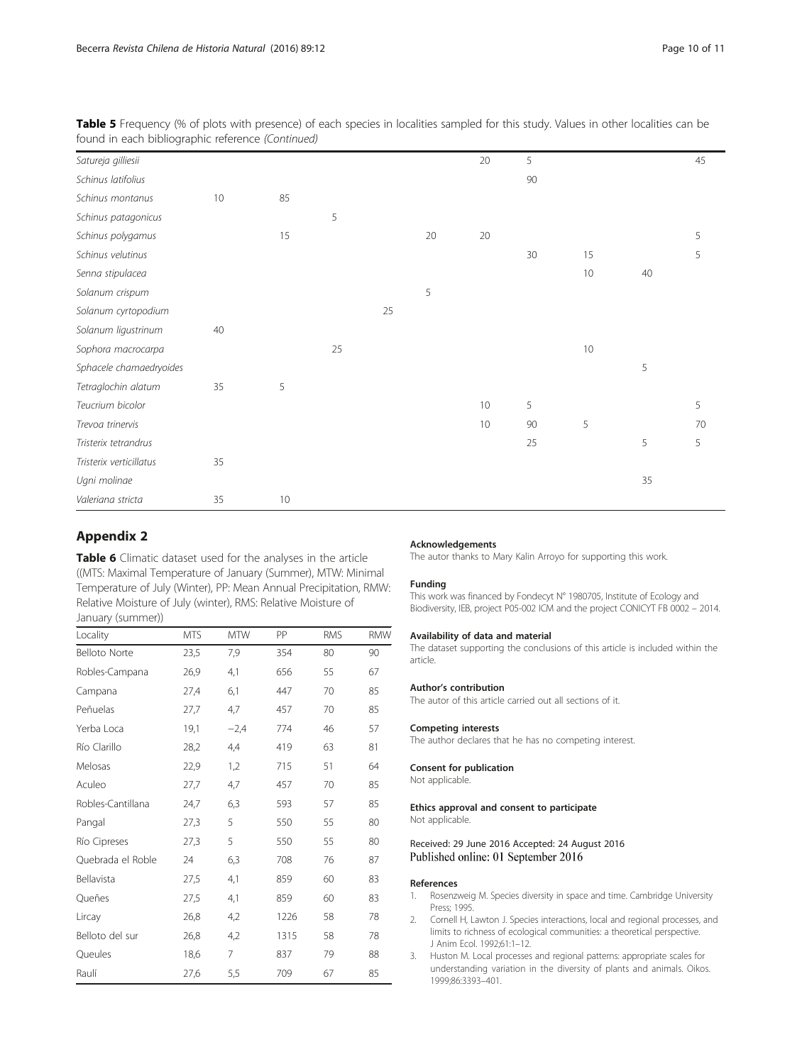**Table 5** Frequency (% of plots with presence) of each species in localities sampled for this study. Values in other localities can be found in each bibliographic reference *(Continued)*

| | | | | | | | | | | |
|---|---|---|---|---|---|---|---|---|---|---|
| *Satureja gilliesii* | | | | | | 20 | 5 | | | 45 |
| *Schinus latifolius* | | | | | | | 90 | | | |
| *Schinus montanus* | 10 | 85 | | | | | | | | |
| *Schinus patagonicus* | | | 5 | | | | | | | |
| *Schinus polygamus* | | 15 | | | 20 | 20 | | | | 5 |
| *Schinus velutinus* | | | | | | | 30 | 15 | | 5 |
| *Senna stipulacea* | | | | | | | | 10 | 40 | |
| *Solanum crispum* | | | | | 5 | | | | | |
| *Solanum cyrtopodium* | | | | 25 | | | | | | |
| *Solanum ligustrinum* | 40 | | | | | | | | | |
| *Sophora macrocarpa* | | | 25 | | | | | 10 | | |
| *Sphacele chamaedryoides* | | | | | | | | | 5 | |
| *Tetraglochin alatum* | 35 | 5 | | | | | | | | |
| *Teucrium bicolor* | | | | | | 10 | 5 | | | 5 |
| *Trevoa trinervis* | | | | | | 10 | 90 | 5 | | 70 |
| *Tristerix tetrandrus* | | | | | | | 25 | | 5 | 5 |
| *Tristerix verticillatus* | 35 | | | | | | | | | |
| *Ugni molinae* | | | | | | | | | 35 | |
| *Valeriana stricta* | 35 | 10 | | | | | | | | |

## Appendix 2

**Table 6** Climatic dataset used for the analyses in the article ((MTS: Maximal Temperature of January (Summer), MTW: Minimal Temperature of July (Winter), PP: Mean Annual Precipitation, RMW: Relative Moisture of July (winter), RMS: Relative Moisture of January (summer))

| Locality | MTS | MTW | PP | RMS | RMW |
|---|---|---|---|---|---|
| Belloto Norte | 23,5 | 7,9 | 354 | 80 | 90 |
| Robles-Campana | 26,9 | 4,1 | 656 | 55 | 67 |
| Campana | 27,4 | 6,1 | 447 | 70 | 85 |
| Peñuelas | 27,7 | 4,7 | 457 | 70 | 85 |
| Yerba Loca | 19,1 | −2,4 | 774 | 46 | 57 |
| Río Clarillo | 28,2 | 4,4 | 419 | 63 | 81 |
| Melosas | 22,9 | 1,2 | 715 | 51 | 64 |
| Aculeo | 27,7 | 4,7 | 457 | 70 | 85 |
| Robles-Cantillana | 24,7 | 6,3 | 593 | 57 | 85 |
| Pangal | 27,3 | 5 | 550 | 55 | 80 |
| Río Cipreses | 27,3 | 5 | 550 | 55 | 80 |
| Quebrada el Roble | 24 | 6,3 | 708 | 76 | 87 |
| Bellavista | 27,5 | 4,1 | 859 | 60 | 83 |
| Queñes | 27,5 | 4,1 | 859 | 60 | 83 |
| Lircay | 26,8 | 4,2 | 1226 | 58 | 78 |
| Belloto del sur | 26,8 | 4,2 | 1315 | 58 | 78 |
| Queules | 18,6 | 7 | 837 | 79 | 88 |
| Raulí | 27,6 | 5,5 | 709 | 67 | 85 |

#### Acknowledgements
The autor thanks to Mary Kalin Arroyo for supporting this work.

#### Funding
This work was financed by Fondecyt N° 1980705, Institute of Ecology and Biodiversity, IEB, project P05-002 ICM and the project CONICYT FB 0002 – 2014.

#### Availability of data and material
The dataset supporting the conclusions of this article is included within the article.

#### Author's contribution
The autor of this article carried out all sections of it.

#### Competing interests
The author declares that he has no competing interest.

#### Consent for publication
Not applicable.

#### Ethics approval and consent to participate
Not applicable.

Received: 29 June 2016 Accepted: 24 August 2016
Published online: 01 September 2016

#### References
1. Rosenzweig M. Species diversity in space and time. Cambridge University Press; 1995.
2. Cornell H, Lawton J. Species interactions, local and regional processes, and limits to richness of ecological communities: a theoretical perspective. J Anim Ecol. 1992;61:1–12.
3. Huston M. Local processes and regional patterns: appropriate scales for understanding variation in the diversity of plants and animals. Oikos. 1999;86:3393–401.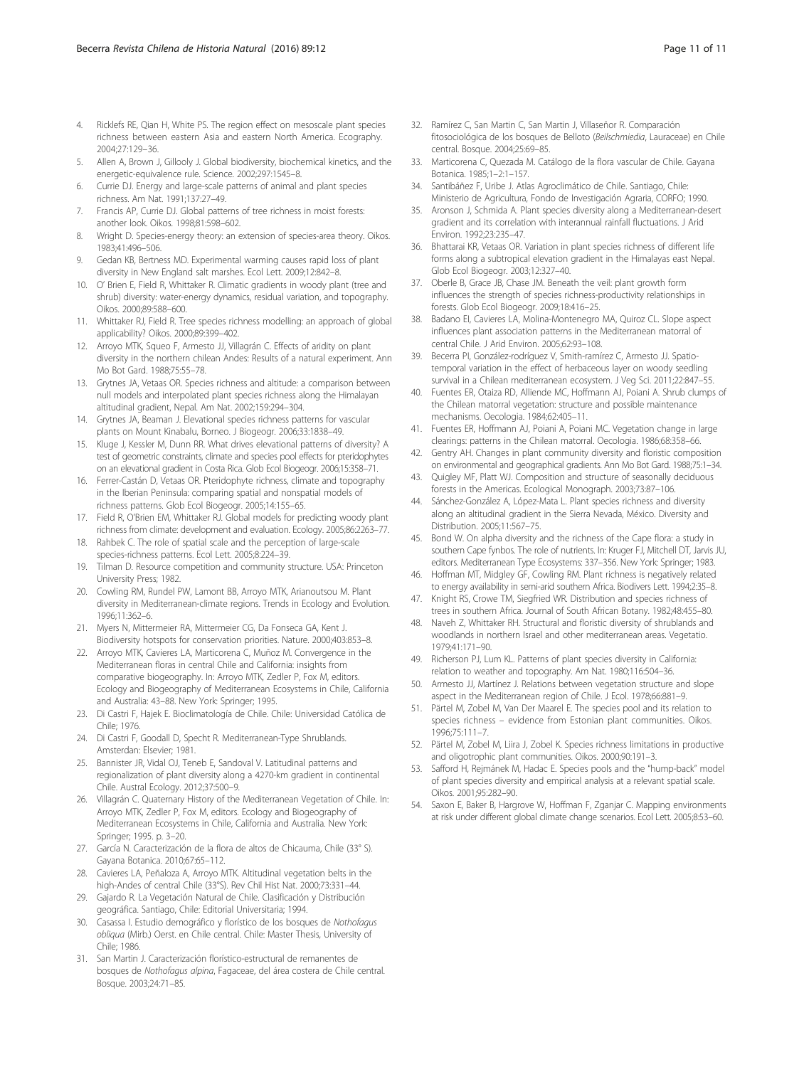4. Ricklefs RE, Qian H, White PS. The region effect on mesoscale plant species richness between eastern Asia and eastern North America. Ecography. 2004;27:129–36.
5. Allen A, Brown J, Gillooly J. Global biodiversity, biochemical kinetics, and the energetic-equivalence rule. Science. 2002;297:1545–8.
6. Currie DJ. Energy and large-scale patterns of animal and plant species richness. Am Nat. 1991;137:27–49.
7. Francis AP, Currie DJ. Global patterns of tree richness in moist forests: another look. Oikos. 1998;81:598–602.
8. Wright D. Species-energy theory: an extension of species-area theory. Oikos. 1983;41:496–506.
9. Gedan KB, Bertness MD. Experimental warming causes rapid loss of plant diversity in New England salt marshes. Ecol Lett. 2009;12:842–8.
10. O' Brien E, Field R, Whittaker R. Climatic gradients in woody plant (tree and shrub) diversity: water-energy dynamics, residual variation, and topography. Oikos. 2000;89:588–600.
11. Whittaker RJ, Field R. Tree species richness modelling: an approach of global applicability? Oikos. 2000;89:399–402.
12. Arroyo MTK, Squeo F, Armesto JJ, Villagrán C. Effects of aridity on plant diversity in the northern chilean Andes: Results of a natural experiment. Ann Mo Bot Gard. 1988;75:55–78.
13. Grytnes JA, Vetaas OR. Species richness and altitude: a comparison between null models and interpolated plant species richness along the Himalayan altitudinal gradient, Nepal. Am Nat. 2002;159:294–304.
14. Grytnes JA, Beaman J. Elevational species richness patterns for vascular plants on Mount Kinabalu, Borneo. J Biogeogr. 2006;33:1838–49.
15. Kluge J, Kessler M, Dunn RR. What drives elevational patterns of diversity? A test of geometric constraints, climate and species pool effects for pteridophytes on an elevational gradient in Costa Rica. Glob Ecol Biogeogr. 2006;15:358–71.
16. Ferrer-Castán D, Vetaas OR. Pteridophyte richness, climate and topography in the Iberian Peninsula: comparing spatial and nonspatial models of richness patterns. Glob Ecol Biogeogr. 2005;14:155–65.
17. Field R, O'Brien EM, Whittaker RJ. Global models for predicting woody plant richness from climate: development and evaluation. Ecology. 2005;86:2263–77.
18. Rahbek C. The role of spatial scale and the perception of large-scale species-richness patterns. Ecol Lett. 2005;8:224–39.
19. Tilman D. Resource competition and community structure. USA: Princeton University Press; 1982.
20. Cowling RM, Rundel PW, Lamont BB, Arroyo MTK, Arianoutsou M. Plant diversity in Mediterranean-climate regions. Trends in Ecology and Evolution. 1996;11:362–6.
21. Myers N, Mittermeier RA, Mittermeier CG, Da Fonseca GA, Kent J. Biodiversity hotspots for conservation priorities. Nature. 2000;403:853–8.
22. Arroyo MTK, Cavieres LA, Marticorena C, Muñoz M. Convergence in the Mediterranean floras in central Chile and California: insights from comparative biogeography. In: Arroyo MTK, Zedler P, Fox M, editors. Ecology and Biogeography of Mediterranean Ecosystems in Chile, California and Australia: 43–88. New York: Springer; 1995.
23. Di Castri F, Hajek E. Bioclimatología de Chile. Chile: Universidad Católica de Chile; 1976.
24. Di Castri F, Goodall D, Specht R. Mediterranean-Type Shrublands. Amsterdan: Elsevier; 1981.
25. Bannister JR, Vidal OJ, Teneb E, Sandoval V. Latitudinal patterns and regionalization of plant diversity along a 4270-km gradient in continental Chile. Austral Ecology. 2012;37:500–9.
26. Villagrán C. Quaternary History of the Mediterranean Vegetation of Chile. In: Arroyo MTK, Zedler P, Fox M, editors. Ecology and Biogeography of Mediterranean Ecosystems in Chile, California and Australia. New York: Springer; 1995. p. 3–20.
27. García N. Caracterización de la flora de altos de Chicauma, Chile (33° S). Gayana Botanica. 2010;67:65–112.
28. Cavieres LA, Peñaloza A, Arroyo MTK. Altitudinal vegetation belts in the high-Andes of central Chile (33°S). Rev Chil Hist Nat. 2000;73:331–44.
29. Gajardo R. La Vegetación Natural de Chile. Clasificación y Distribución geográfica. Santiago, Chile: Editorial Universitaria; 1994.
30. Casassa I. Estudio demográfico y florístico de los bosques de *Nothofagus obliqua* (Mirb.) Oerst. en Chile central. Chile: Master Thesis, University of Chile; 1986.
31. San Martin J. Caracterización florístico-estructural de remanentes de bosques de *Nothofagus alpina*, Fagaceae, del área costera de Chile central. Bosque. 2003;24:71–85.
32. Ramírez C, San Martin C, San Martin J, Villaseñor R. Comparación fitosociológica de los bosques de Belloto (*Beilschmiedia*, Lauraceae) en Chile central. Bosque. 2004;25:69–85.
33. Marticorena C, Quezada M. Catálogo de la flora vascular de Chile. Gayana Botanica. 1985;1–2:1–157.
34. Santibáñez F, Uribe J. Atlas Agroclimático de Chile. Santiago, Chile: Ministerio de Agricultura, Fondo de Investigación Agraria, CORFO; 1990.
35. Aronson J, Schmida A. Plant species diversity along a Mediterranean-desert gradient and its correlation with interannual rainfall fluctuations. J Arid Environ. 1992;23:235–47.
36. Bhattarai KR, Vetaas OR. Variation in plant species richness of different life forms along a subtropical elevation gradient in the Himalayas east Nepal. Glob Ecol Biogeogr. 2003;12:327–40.
37. Oberle B, Grace JB, Chase JM. Beneath the veil: plant growth form influences the strength of species richness-productivity relationships in forests. Glob Ecol Biogeogr. 2009;18:416–25.
38. Badano EI, Cavieres LA, Molina-Montenegro MA, Quiroz CL. Slope aspect influences plant association patterns in the Mediterranean matorral of central Chile. J Arid Environ. 2005;62:93–108.
39. Becerra PI, González-rodríguez V, Smith-ramírez C, Armesto JJ. Spatio-temporal variation in the effect of herbaceous layer on woody seedling survival in a Chilean mediterranean ecosystem. J Veg Sci. 2011;22:847–55.
40. Fuentes ER, Otaiza RD, Alliende MC, Hoffmann AJ, Poiani A. Shrub clumps of the Chilean matorral vegetation: structure and possible maintenance mechanisms. Oecologia. 1984;62:405–11.
41. Fuentes ER, Hoffmann AJ, Poiani A, Poiani MC. Vegetation change in large clearings: patterns in the Chilean matorral. Oecologia. 1986;68:358–66.
42. Gentry AH. Changes in plant community diversity and floristic composition on environmental and geographical gradients. Ann Mo Bot Gard. 1988;75:1–34.
43. Quigley MF, Platt WJ. Composition and structure of seasonally deciduous forests in the Americas. Ecological Monograph. 2003;73:87–106.
44. Sánchez-González A, López-Mata L. Plant species richness and diversity along an altitudinal gradient in the Sierra Nevada, México. Diversity and Distribution. 2005;11:567–75.
45. Bond W. On alpha diversity and the richness of the Cape flora: a study in southern Cape fynbos. The role of nutrients. In: Kruger FJ, Mitchell DT, Jarvis JU, editors. Mediterranean Type Ecosystems: 337–356. New York: Springer; 1983.
46. Hoffman MT, Midgley GF, Cowling RM. Plant richness is negatively related to energy availability in semi-arid southern Africa. Biodivers Lett. 1994;2:35–8.
47. Knight RS, Crowe TM, Siegfried WR. Distribution and species richness of trees in southern Africa. Journal of South African Botany. 1982;48:455–80.
48. Naveh Z, Whittaker RH. Structural and floristic diversity of shrublands and woodlands in northern Israel and other mediterranean areas. Vegetatio. 1979;41:171–90.
49. Richerson PJ, Lum KL. Patterns of plant species diversity in California: relation to weather and topography. Am Nat. 1980;116:504–36.
50. Armesto JJ, Martínez J. Relations between vegetation structure and slope aspect in the Mediterranean region of Chile. J Ecol. 1978;66:881–9.
51. Pärtel M, Zobel M, Van Der Maarel E. The species pool and its relation to species richness – evidence from Estonian plant communities. Oikos. 1996;75:111–7.
52. Pärtel M, Zobel M, Liira J, Zobel K. Species richness limitations in productive and oligotrophic plant communities. Oikos. 2000;90:191–3.
53. Safford H, Rejmánek M, Hadac E. Species pools and the "hump-back" model of plant species diversity and empirical analysis at a relevant spatial scale. Oikos. 2001;95:282–90.
54. Saxon E, Baker B, Hargrove W, Hoffman F, Zganjar C. Mapping environments at risk under different global climate change scenarios. Ecol Lett. 2005;8:53–60.